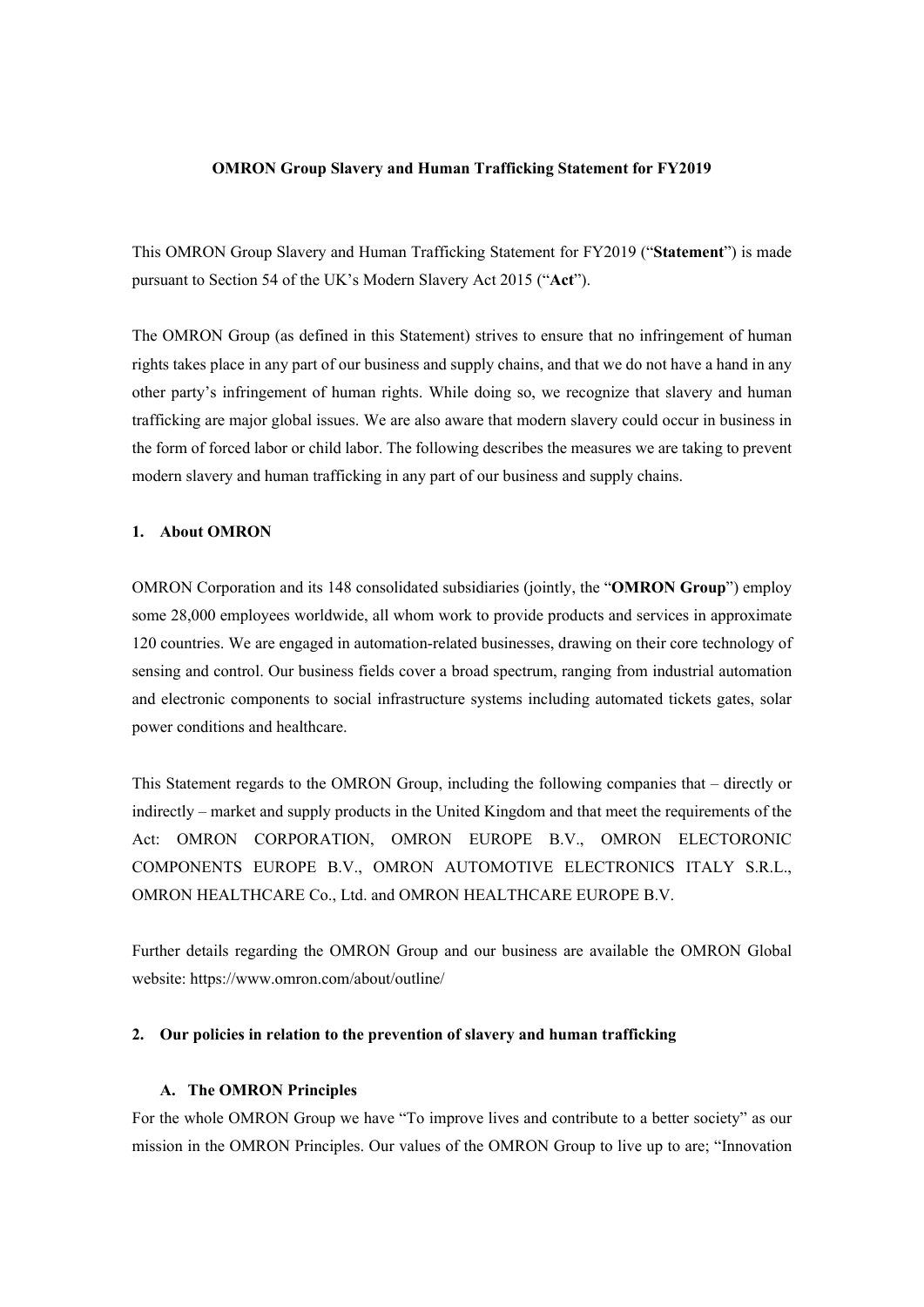**OMRON Group Slavery and Human Trafficking Statement for FY2019**

This OMRON Group Slavery and Human Trafficking Statement for FY2019 ("**Statement**") is made pursuant to Section 54 of the UK's Modern Slavery Act 2015 ("**Act**").

The OMRON Group (as defined in this Statement) strives to ensure that no infringement of human rights takes place in any part of our business and supply chains, and that we do not have a hand in any other party's infringement of human rights. While doing so, we recognize that slavery and human trafficking are major global issues. We are also aware that modern slavery could occur in business in the form of forced labor or child labor. The following describes the measures we are taking to prevent modern slavery and human trafficking in any part of our business and supply chains.

## 1. About OMRON

OMRON Corporation and its 148 consolidated subsidiaries (jointly, the "**OMRON Group**") employ some 28,000 employees worldwide, all whom work to provide products and services in approximate 120 countries. We are engaged in automation-related businesses, drawing on their core technology of sensing and control. Our business fields cover a broad spectrum, ranging from industrial automation and electronic components to social infrastructure systems including automated tickets gates, solar power conditions and healthcare.

This Statement regards to the OMRON Group, including the following companies that – directly or indirectly – market and supply products in the United Kingdom and that meet the requirements of the Act: OMRON CORPORATION, OMRON EUROPE B.V., OMRON ELECTORONIC COMPONENTS EUROPE B.V., OMRON AUTOMOTIVE ELECTRONICS ITALY S.R.L., OMRON HEALTHCARE Co., Ltd. and OMRON HEALTHCARE EUROPE B.V.

Further details regarding the OMRON Group and our business are available the OMRON Global website: https://www.omron.com/about/outline/

## 2. Our policies in relation to the prevention of slavery and human trafficking

### A. The OMRON Principles

For the whole OMRON Group we have "To improve lives and contribute to a better society" as our mission in the OMRON Principles. Our values of the OMRON Group to live up to are; "Innovation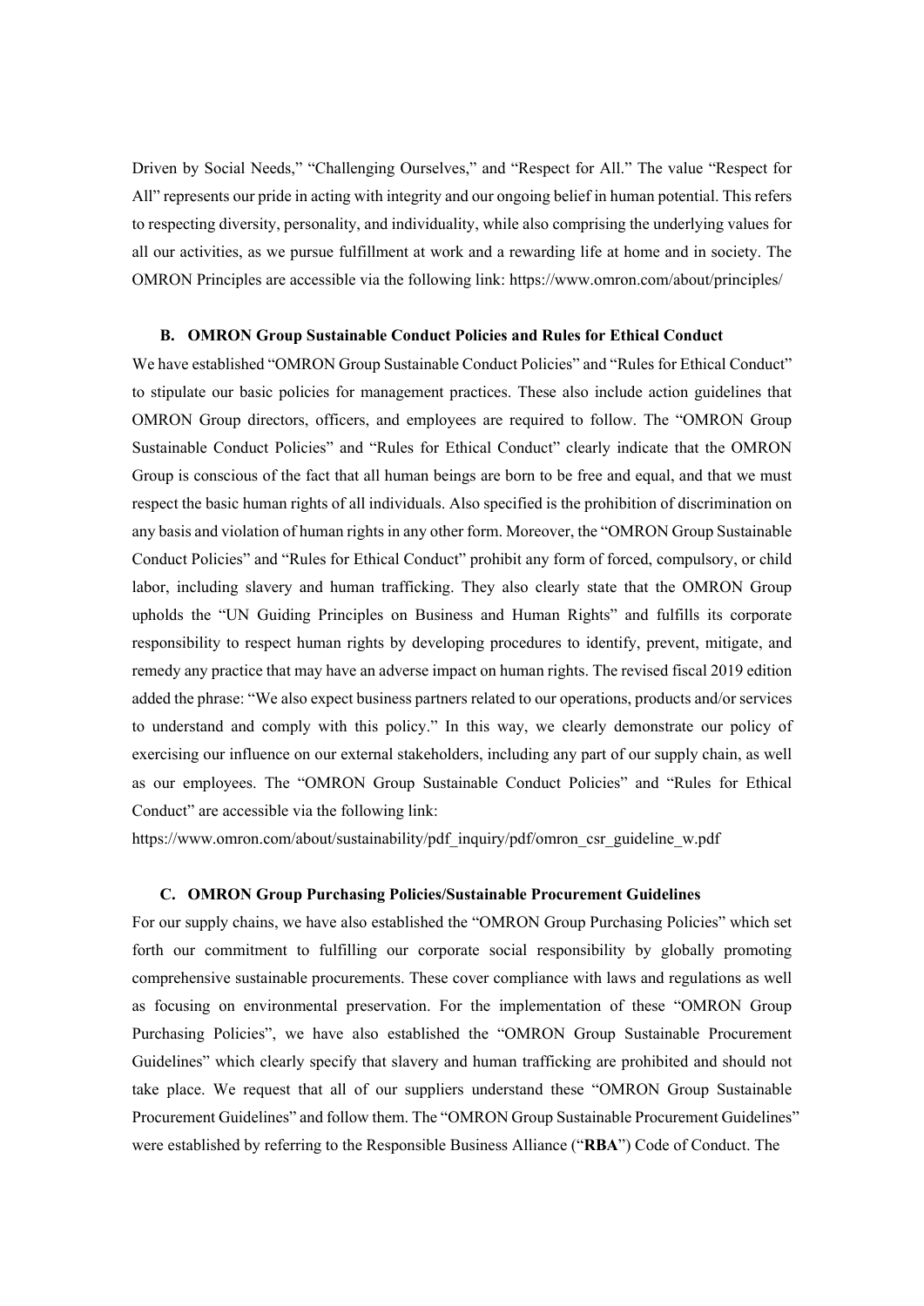Driven by Social Needs," "Challenging Ourselves," and "Respect for All." The value "Respect for All" represents our pride in acting with integrity and our ongoing belief in human potential. This refers to respecting diversity, personality, and individuality, while also comprising the underlying values for all our activities, as we pursue fulfillment at work and a rewarding life at home and in society. The OMRON Principles are accessible via the following link: https://www.omron.com/about/principles/

### B. OMRON Group Sustainable Conduct Policies and Rules for Ethical Conduct

We have established "OMRON Group Sustainable Conduct Policies" and "Rules for Ethical Conduct" to stipulate our basic policies for management practices. These also include action guidelines that OMRON Group directors, officers, and employees are required to follow. The "OMRON Group Sustainable Conduct Policies" and "Rules for Ethical Conduct" clearly indicate that the OMRON Group is conscious of the fact that all human beings are born to be free and equal, and that we must respect the basic human rights of all individuals. Also specified is the prohibition of discrimination on any basis and violation of human rights in any other form. Moreover, the "OMRON Group Sustainable Conduct Policies" and "Rules for Ethical Conduct" prohibit any form of forced, compulsory, or child labor, including slavery and human trafficking. They also clearly state that the OMRON Group upholds the "UN Guiding Principles on Business and Human Rights" and fulfills its corporate responsibility to respect human rights by developing procedures to identify, prevent, mitigate, and remedy any practice that may have an adverse impact on human rights. The revised fiscal 2019 edition added the phrase: "We also expect business partners related to our operations, products and/or services to understand and comply with this policy." In this way, we clearly demonstrate our policy of exercising our influence on our external stakeholders, including any part of our supply chain, as well as our employees. The "OMRON Group Sustainable Conduct Policies" and "Rules for Ethical Conduct" are accessible via the following link:

https://www.omron.com/about/sustainability/pdf_inquiry/pdf/omron_csr_guideline_w.pdf

### C. OMRON Group Purchasing Policies/Sustainable Procurement Guidelines

For our supply chains, we have also established the "OMRON Group Purchasing Policies" which set forth our commitment to fulfilling our corporate social responsibility by globally promoting comprehensive sustainable procurements. These cover compliance with laws and regulations as well as focusing on environmental preservation. For the implementation of these "OMRON Group Purchasing Policies", we have also established the "OMRON Group Sustainable Procurement Guidelines" which clearly specify that slavery and human trafficking are prohibited and should not take place. We request that all of our suppliers understand these "OMRON Group Sustainable Procurement Guidelines" and follow them. The "OMRON Group Sustainable Procurement Guidelines" were established by referring to the Responsible Business Alliance ("**RBA**") Code of Conduct. The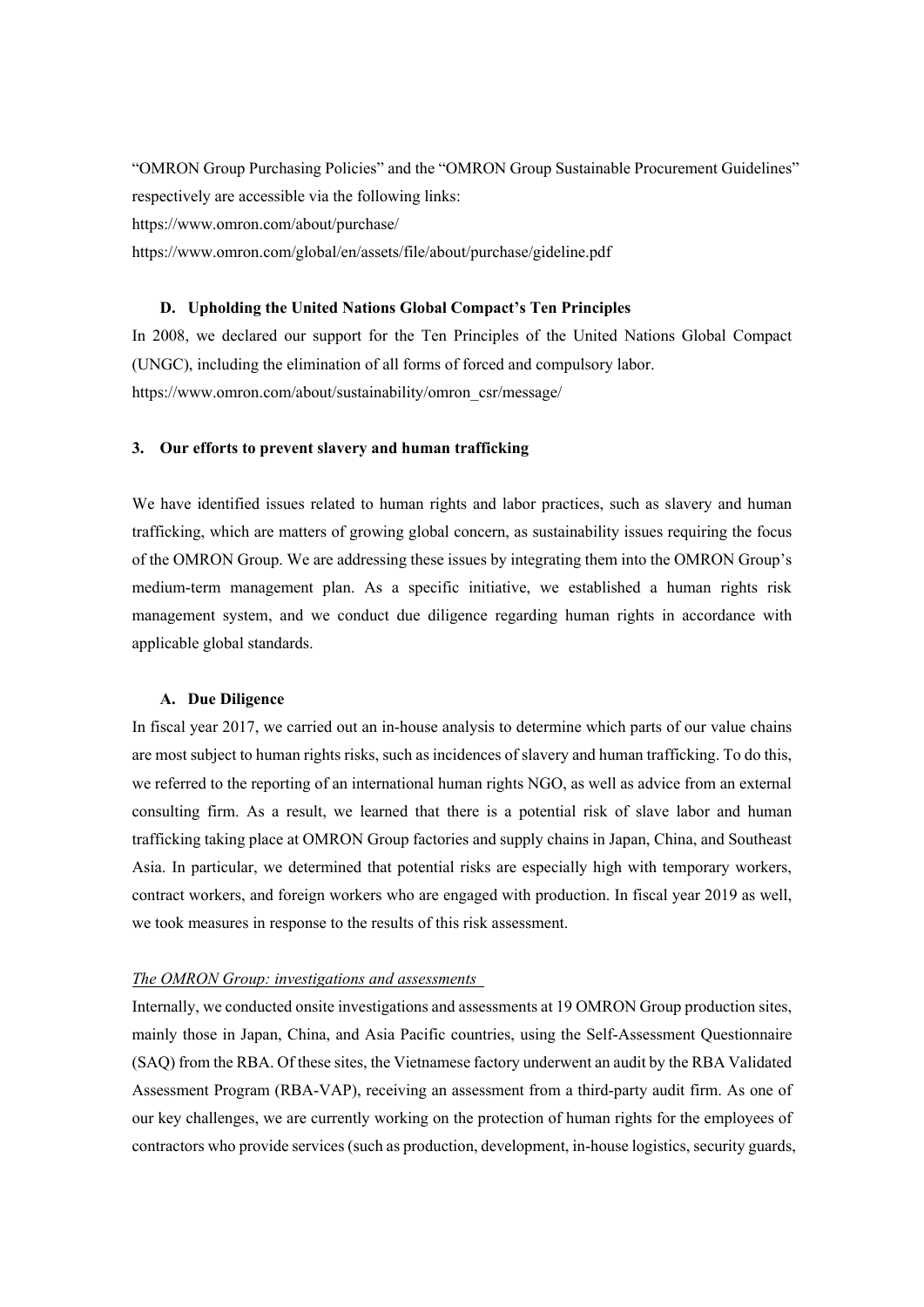"OMRON Group Purchasing Policies" and the "OMRON Group Sustainable Procurement Guidelines" respectively are accessible via the following links:
https://www.omron.com/about/purchase/
https://www.omron.com/global/en/assets/file/about/purchase/gideline.pdf

### D. Upholding the United Nations Global Compact's Ten Principles

In 2008, we declared our support for the Ten Principles of the United Nations Global Compact (UNGC), including the elimination of all forms of forced and compulsory labor.
https://www.omron.com/about/sustainability/omron_csr/message/

## 3. Our efforts to prevent slavery and human trafficking

We have identified issues related to human rights and labor practices, such as slavery and human trafficking, which are matters of growing global concern, as sustainability issues requiring the focus of the OMRON Group. We are addressing these issues by integrating them into the OMRON Group's medium-term management plan. As a specific initiative, we established a human rights risk management system, and we conduct due diligence regarding human rights in accordance with applicable global standards.

### A. Due Diligence

In fiscal year 2017, we carried out an in-house analysis to determine which parts of our value chains are most subject to human rights risks, such as incidences of slavery and human trafficking. To do this, we referred to the reporting of an international human rights NGO, as well as advice from an external consulting firm. As a result, we learned that there is a potential risk of slave labor and human trafficking taking place at OMRON Group factories and supply chains in Japan, China, and Southeast Asia. In particular, we determined that potential risks are especially high with temporary workers, contract workers, and foreign workers who are engaged with production. In fiscal year 2019 as well, we took measures in response to the results of this risk assessment.

*The OMRON Group: investigations and assessments*

Internally, we conducted onsite investigations and assessments at 19 OMRON Group production sites, mainly those in Japan, China, and Asia Pacific countries, using the Self-Assessment Questionnaire (SAQ) from the RBA. Of these sites, the Vietnamese factory underwent an audit by the RBA Validated Assessment Program (RBA-VAP), receiving an assessment from a third-party audit firm. As one of our key challenges, we are currently working on the protection of human rights for the employees of contractors who provide services (such as production, development, in-house logistics, security guards,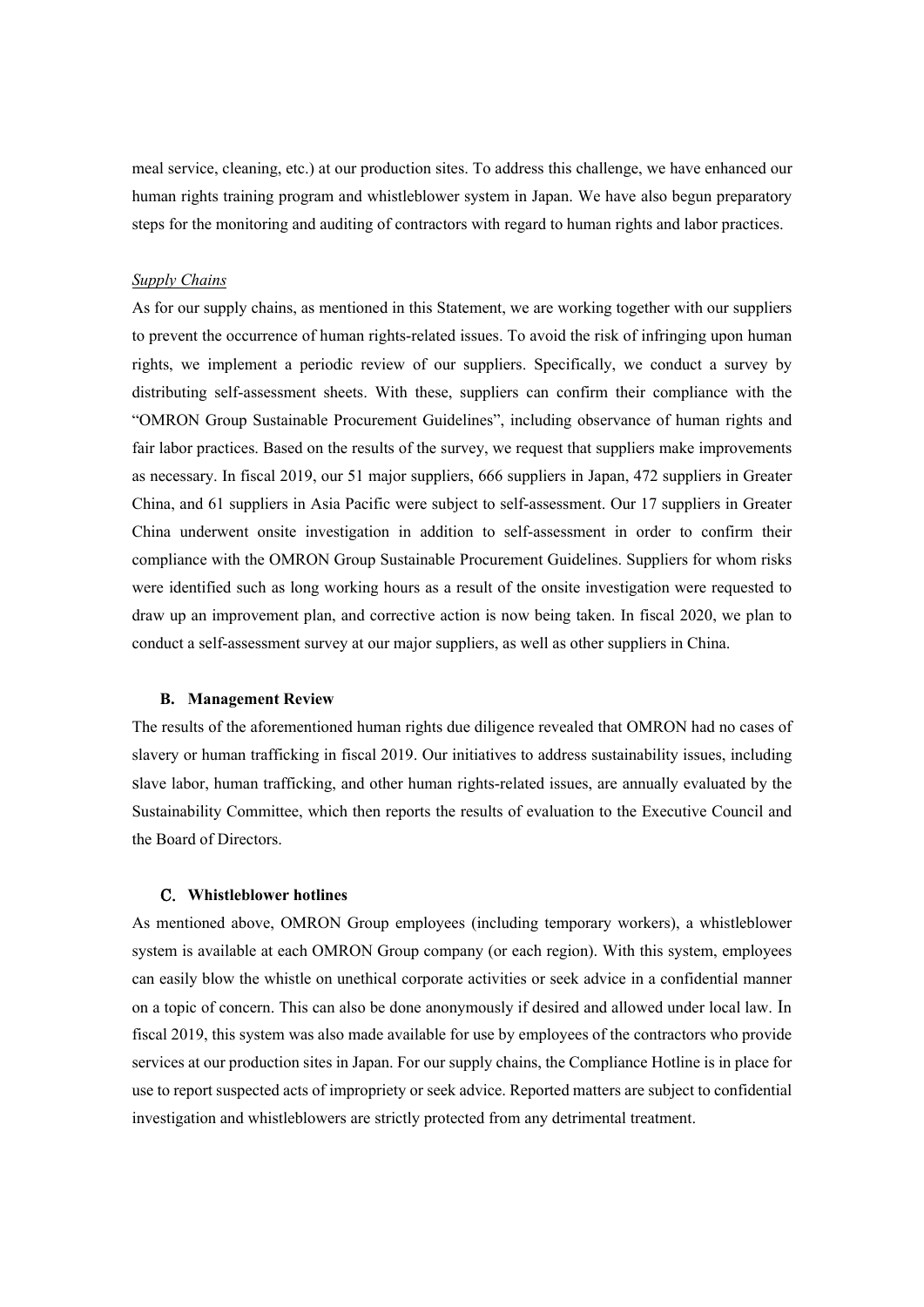meal service, cleaning, etc.) at our production sites. To address this challenge, we have enhanced our human rights training program and whistleblower system in Japan. We have also begun preparatory steps for the monitoring and auditing of contractors with regard to human rights and labor practices.

*Supply Chains*

As for our supply chains, as mentioned in this Statement, we are working together with our suppliers to prevent the occurrence of human rights-related issues. To avoid the risk of infringing upon human rights, we implement a periodic review of our suppliers. Specifically, we conduct a survey by distributing self-assessment sheets. With these, suppliers can confirm their compliance with the "OMRON Group Sustainable Procurement Guidelines", including observance of human rights and fair labor practices. Based on the results of the survey, we request that suppliers make improvements as necessary. In fiscal 2019, our 51 major suppliers, 666 suppliers in Japan, 472 suppliers in Greater China, and 61 suppliers in Asia Pacific were subject to self-assessment. Our 17 suppliers in Greater China underwent onsite investigation in addition to self-assessment in order to confirm their compliance with the OMRON Group Sustainable Procurement Guidelines. Suppliers for whom risks were identified such as long working hours as a result of the onsite investigation were requested to draw up an improvement plan, and corrective action is now being taken. In fiscal 2020, we plan to conduct a self-assessment survey at our major suppliers, as well as other suppliers in China.

### B. Management Review

The results of the aforementioned human rights due diligence revealed that OMRON had no cases of slavery or human trafficking in fiscal 2019. Our initiatives to address sustainability issues, including slave labor, human trafficking, and other human rights-related issues, are annually evaluated by the Sustainability Committee, which then reports the results of evaluation to the Executive Council and the Board of Directors.

### C. Whistleblower hotlines

As mentioned above, OMRON Group employees (including temporary workers), a whistleblower system is available at each OMRON Group company (or each region). With this system, employees can easily blow the whistle on unethical corporate activities or seek advice in a confidential manner on a topic of concern. This can also be done anonymously if desired and allowed under local law. In fiscal 2019, this system was also made available for use by employees of the contractors who provide services at our production sites in Japan. For our supply chains, the Compliance Hotline is in place for use to report suspected acts of impropriety or seek advice. Reported matters are subject to confidential investigation and whistleblowers are strictly protected from any detrimental treatment.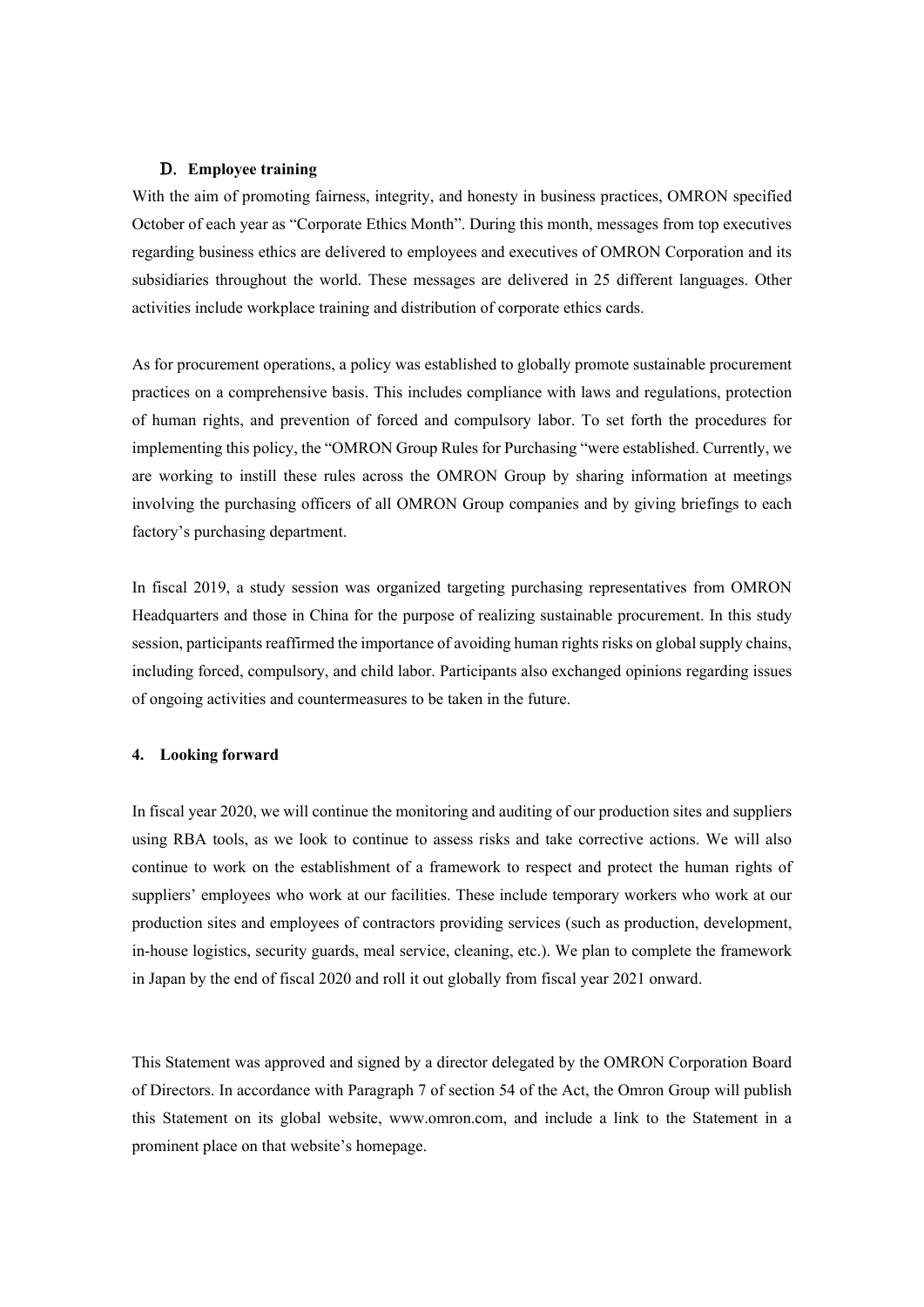### D. Employee training

With the aim of promoting fairness, integrity, and honesty in business practices, OMRON specified October of each year as "Corporate Ethics Month". During this month, messages from top executives regarding business ethics are delivered to employees and executives of OMRON Corporation and its subsidiaries throughout the world. These messages are delivered in 25 different languages. Other activities include workplace training and distribution of corporate ethics cards.

As for procurement operations, a policy was established to globally promote sustainable procurement practices on a comprehensive basis. This includes compliance with laws and regulations, protection of human rights, and prevention of forced and compulsory labor. To set forth the procedures for implementing this policy, the "OMRON Group Rules for Purchasing "were established. Currently, we are working to instill these rules across the OMRON Group by sharing information at meetings involving the purchasing officers of all OMRON Group companies and by giving briefings to each factory's purchasing department.

In fiscal 2019, a study session was organized targeting purchasing representatives from OMRON Headquarters and those in China for the purpose of realizing sustainable procurement. In this study session, participants reaffirmed the importance of avoiding human rights risks on global supply chains, including forced, compulsory, and child labor. Participants also exchanged opinions regarding issues of ongoing activities and countermeasures to be taken in the future.

## 4. Looking forward

In fiscal year 2020, we will continue the monitoring and auditing of our production sites and suppliers using RBA tools, as we look to continue to assess risks and take corrective actions. We will also continue to work on the establishment of a framework to respect and protect the human rights of suppliers' employees who work at our facilities. These include temporary workers who work at our production sites and employees of contractors providing services (such as production, development, in-house logistics, security guards, meal service, cleaning, etc.). We plan to complete the framework in Japan by the end of fiscal 2020 and roll it out globally from fiscal year 2021 onward.

This Statement was approved and signed by a director delegated by the OMRON Corporation Board of Directors. In accordance with Paragraph 7 of section 54 of the Act, the Omron Group will publish this Statement on its global website, www.omron.com, and include a link to the Statement in a prominent place on that website's homepage.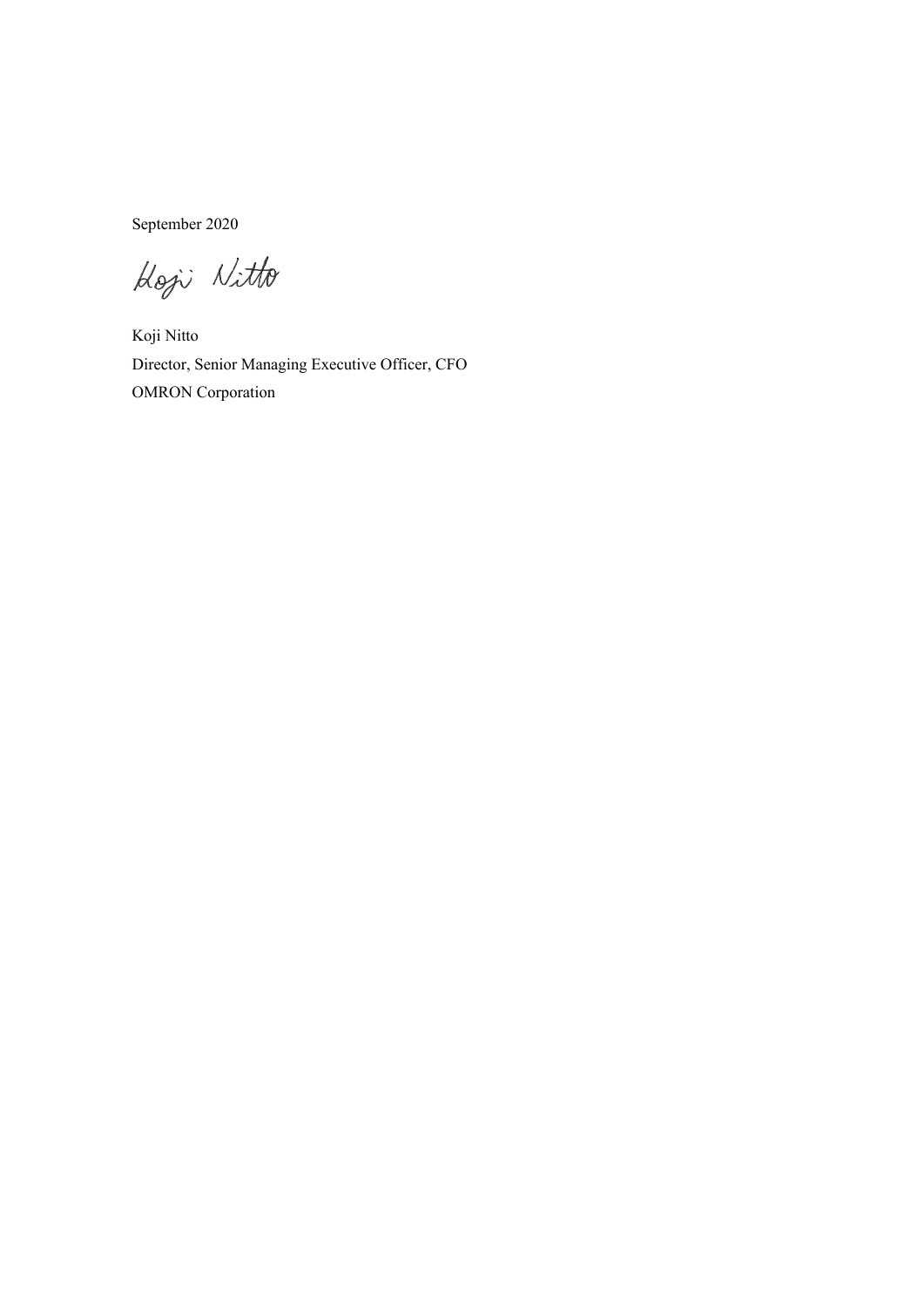September 2020

Koji Nitto

Koji Nitto

Director, Senior Managing Executive Officer, CFO

OMRON Corporation